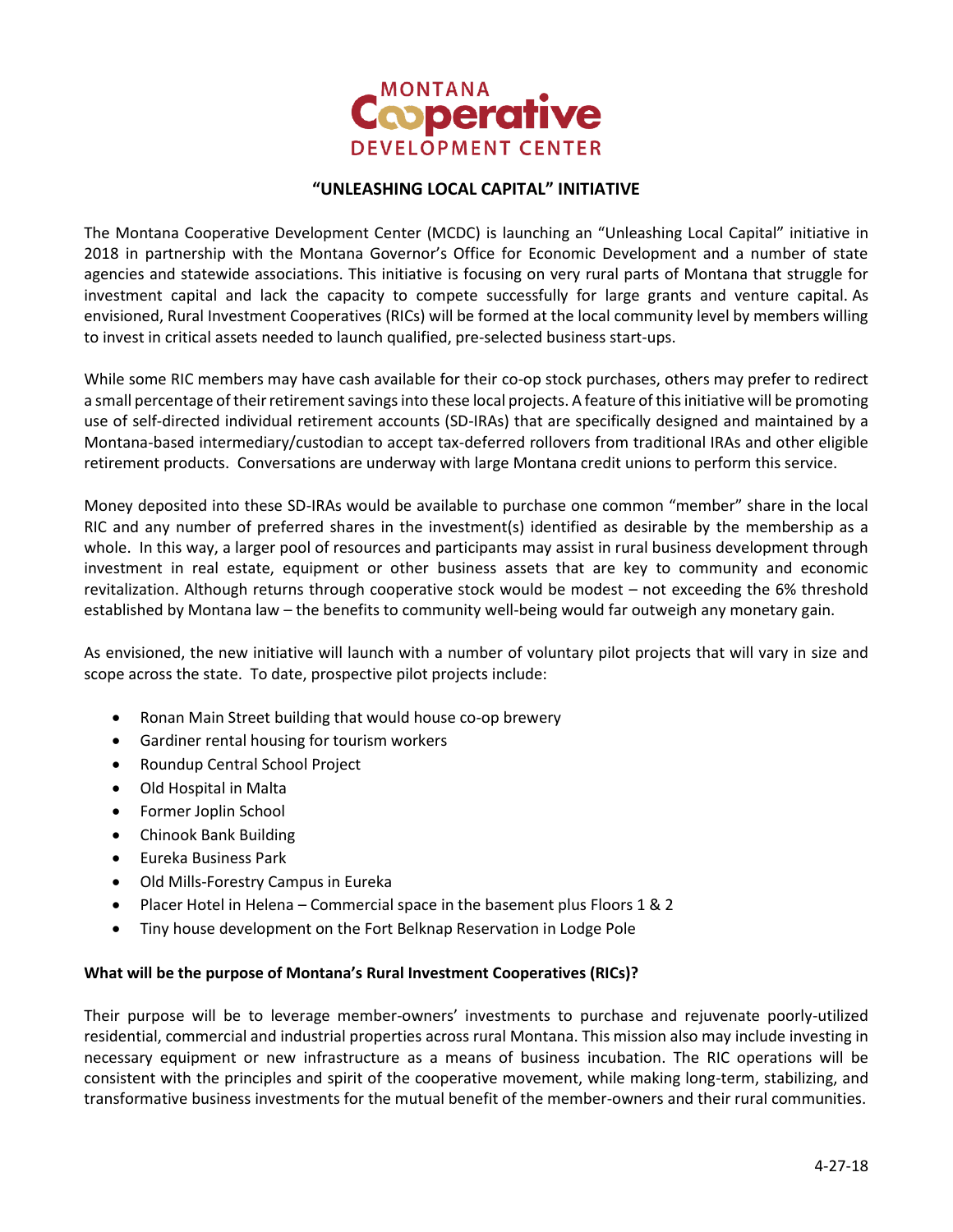MONTANA
**Cooperative**
DEVELOPMENT CENTER

# "UNLEASHING LOCAL CAPITAL" INITIATIVE

The Montana Cooperative Development Center (MCDC) is launching an "Unleashing Local Capital" initiative in 2018 in partnership with the Montana Governor's Office for Economic Development and a number of state agencies and statewide associations. This initiative is focusing on very rural parts of Montana that struggle for investment capital and lack the capacity to compete successfully for large grants and venture capital. As envisioned, Rural Investment Cooperatives (RICs) will be formed at the local community level by members willing to invest in critical assets needed to launch qualified, pre-selected business start-ups.

While some RIC members may have cash available for their co-op stock purchases, others may prefer to redirect a small percentage of their retirement savings into these local projects. A feature of this initiative will be promoting use of self-directed individual retirement accounts (SD-IRAs) that are specifically designed and maintained by a Montana-based intermediary/custodian to accept tax-deferred rollovers from traditional IRAs and other eligible retirement products. Conversations are underway with large Montana credit unions to perform this service.

Money deposited into these SD-IRAs would be available to purchase one common "member" share in the local RIC and any number of preferred shares in the investment(s) identified as desirable by the membership as a whole. In this way, a larger pool of resources and participants may assist in rural business development through investment in real estate, equipment or other business assets that are key to community and economic revitalization. Although returns through cooperative stock would be modest – not exceeding the 6% threshold established by Montana law – the benefits to community well-being would far outweigh any monetary gain.

As envisioned, the new initiative will launch with a number of voluntary pilot projects that will vary in size and scope across the state. To date, prospective pilot projects include:

- Ronan Main Street building that would house co-op brewery
- Gardiner rental housing for tourism workers
- Roundup Central School Project
- Old Hospital in Malta
- Former Joplin School
- Chinook Bank Building
- Eureka Business Park
- Old Mills-Forestry Campus in Eureka
- Placer Hotel in Helena – Commercial space in the basement plus Floors 1 & 2
- Tiny house development on the Fort Belknap Reservation in Lodge Pole

**What will be the purpose of Montana's Rural Investment Cooperatives (RICs)?**

Their purpose will be to leverage member-owners' investments to purchase and rejuvenate poorly-utilized residential, commercial and industrial properties across rural Montana. This mission also may include investing in necessary equipment or new infrastructure as a means of business incubation. The RIC operations will be consistent with the principles and spirit of the cooperative movement, while making long-term, stabilizing, and transformative business investments for the mutual benefit of the member-owners and their rural communities.

4-27-18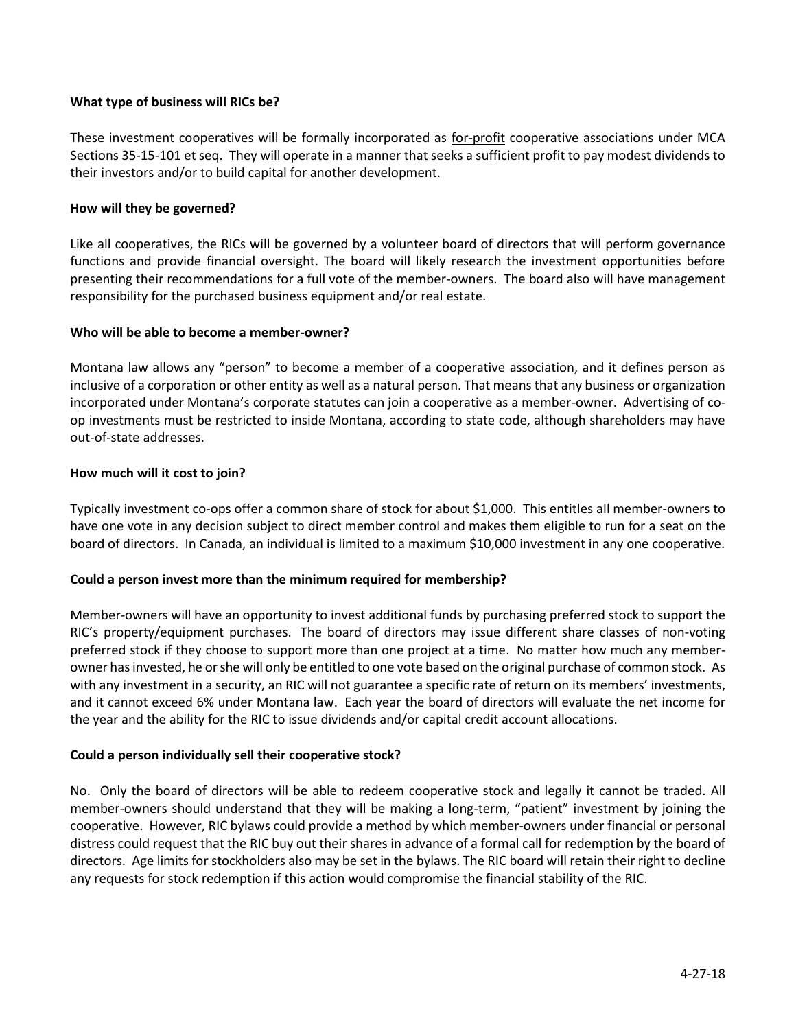**What type of business will RICs be?**

These investment cooperatives will be formally incorporated as <u>for-profit</u> cooperative associations under MCA Sections 35-15-101 et seq. They will operate in a manner that seeks a sufficient profit to pay modest dividends to their investors and/or to build capital for another development.

**How will they be governed?**

Like all cooperatives, the RICs will be governed by a volunteer board of directors that will perform governance functions and provide financial oversight. The board will likely research the investment opportunities before presenting their recommendations for a full vote of the member-owners. The board also will have management responsibility for the purchased business equipment and/or real estate.

**Who will be able to become a member-owner?**

Montana law allows any "person" to become a member of a cooperative association, and it defines person as inclusive of a corporation or other entity as well as a natural person. That means that any business or organization incorporated under Montana's corporate statutes can join a cooperative as a member-owner. Advertising of co-op investments must be restricted to inside Montana, according to state code, although shareholders may have out-of-state addresses.

**How much will it cost to join?**

Typically investment co-ops offer a common share of stock for about $1,000. This entitles all member-owners to have one vote in any decision subject to direct member control and makes them eligible to run for a seat on the board of directors. In Canada, an individual is limited to a maximum $10,000 investment in any one cooperative.

**Could a person invest more than the minimum required for membership?**

Member-owners will have an opportunity to invest additional funds by purchasing preferred stock to support the RIC's property/equipment purchases. The board of directors may issue different share classes of non-voting preferred stock if they choose to support more than one project at a time. No matter how much any member-owner has invested, he or she will only be entitled to one vote based on the original purchase of common stock. As with any investment in a security, an RIC will not guarantee a specific rate of return on its members' investments, and it cannot exceed 6% under Montana law. Each year the board of directors will evaluate the net income for the year and the ability for the RIC to issue dividends and/or capital credit account allocations.

**Could a person individually sell their cooperative stock?**

No. Only the board of directors will be able to redeem cooperative stock and legally it cannot be traded. All member-owners should understand that they will be making a long-term, "patient" investment by joining the cooperative. However, RIC bylaws could provide a method by which member-owners under financial or personal distress could request that the RIC buy out their shares in advance of a formal call for redemption by the board of directors. Age limits for stockholders also may be set in the bylaws. The RIC board will retain their right to decline any requests for stock redemption if this action would compromise the financial stability of the RIC.

4-27-18